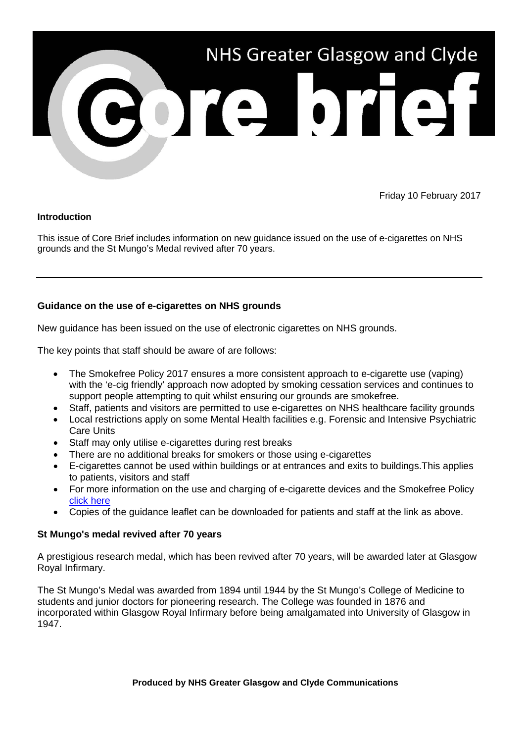# NHS Greater Glasgow and Clyde

# Core brief

Friday 10 February 2017

**Introduction**

This issue of Core Brief includes information on new guidance issued on the use of e-cigarettes on NHS grounds and the St Mungo's Medal revived after 70 years.

---

**Guidance on the use of e-cigarettes on NHS grounds**

New guidance has been issued on the use of electronic cigarettes on NHS grounds.

The key points that staff should be aware of are follows:

- The Smokefree Policy 2017 ensures a more consistent approach to e-cigarette use (vaping) with the 'e-cig friendly' approach now adopted by smoking cessation services and continues to support people attempting to quit whilst ensuring our grounds are smokefree.
- Staff, patients and visitors are permitted to use e-cigarettes on NHS healthcare facility grounds
- Local restrictions apply on some Mental Health facilities e.g. Forensic and Intensive Psychiatric Care Units
- Staff may only utilise e-cigarettes during rest breaks
- There are no additional breaks for smokers or those using e-cigarettes
- E-cigarettes cannot be used within buildings or at entrances and exits to buildings.This applies to patients, visitors and staff
- For more information on the use and charging of e-cigarette devices and the Smokefree Policy click here
- Copies of the guidance leaflet can be downloaded for patients and staff at the link as above.

**St Mungo's medal revived after 70 years**

A prestigious research medal, which has been revived after 70 years, will be awarded later at Glasgow Royal Infirmary.

The St Mungo's Medal was awarded from 1894 until 1944 by the St Mungo's College of Medicine to students and junior doctors for pioneering research. The College was founded in 1876 and incorporated within Glasgow Royal Infirmary before being amalgamated into University of Glasgow in 1947.

**Produced by NHS Greater Glasgow and Clyde Communications**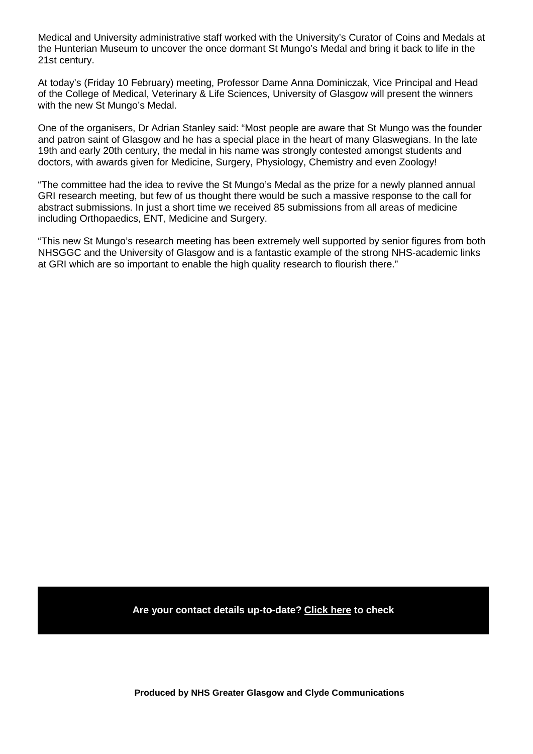Medical and University administrative staff worked with the University's Curator of Coins and Medals at the Hunterian Museum to uncover the once dormant St Mungo's Medal and bring it back to life in the 21st century.

At today's (Friday 10 February) meeting, Professor Dame Anna Dominiczak, Vice Principal and Head of the College of Medical, Veterinary & Life Sciences, University of Glasgow will present the winners with the new St Mungo's Medal.

One of the organisers, Dr Adrian Stanley said: "Most people are aware that St Mungo was the founder and patron saint of Glasgow and he has a special place in the heart of many Glaswegians. In the late 19th and early 20th century, the medal in his name was strongly contested amongst students and doctors, with awards given for Medicine, Surgery, Physiology, Chemistry and even Zoology!

"The committee had the idea to revive the St Mungo's Medal as the prize for a newly planned annual GRI research meeting, but few of us thought there would be such a massive response to the call for abstract submissions. In just a short time we received 85 submissions from all areas of medicine including Orthopaedics, ENT, Medicine and Surgery.

"This new St Mungo's research meeting has been extremely well supported by senior figures from both NHSGGC and the University of Glasgow and is a fantastic example of the strong NHS-academic links at GRI which are so important to enable the high quality research to flourish there."

**Are your contact details up-to-date? Click here to check**

**Produced by NHS Greater Glasgow and Clyde Communications**